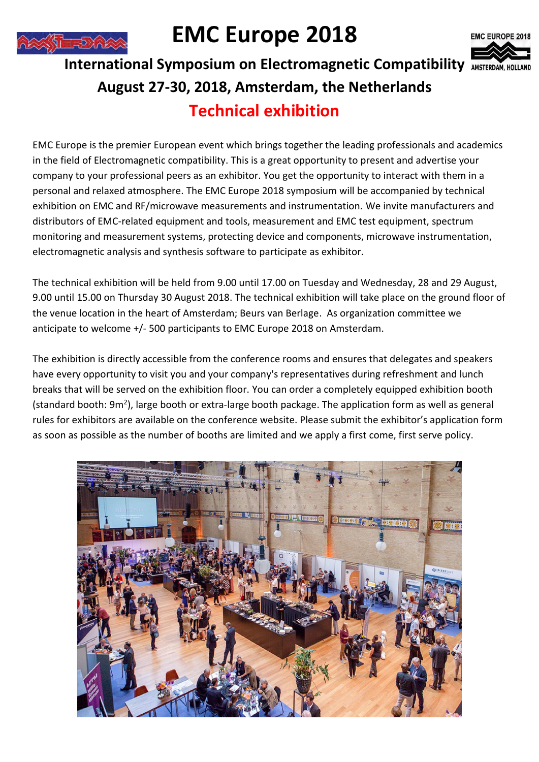# EMC Europe 2018

## International Symposium on Electromagnetic Compatibility

## August 27-30, 2018, Amsterdam, the Netherlands

## Technical exhibition

EMC Europe is the premier European event which brings together the leading professionals and academics in the field of Electromagnetic compatibility. This is a great opportunity to present and advertise your company to your professional peers as an exhibitor. You get the opportunity to interact with them in a personal and relaxed atmosphere. The EMC Europe 2018 symposium will be accompanied by technical exhibition on EMC and RF/microwave measurements and instrumentation. We invite manufacturers and distributors of EMC-related equipment and tools, measurement and EMC test equipment, spectrum monitoring and measurement systems, protecting device and components, microwave instrumentation, electromagnetic analysis and synthesis software to participate as exhibitor.

The technical exhibition will be held from 9.00 until 17.00 on Tuesday and Wednesday, 28 and 29 August, 9.00 until 15.00 on Thursday 30 August 2018. The technical exhibition will take place on the ground floor of the venue location in the heart of Amsterdam; Beurs van Berlage. As organization committee we anticipate to welcome +/- 500 participants to EMC Europe 2018 on Amsterdam.

The exhibition is directly accessible from the conference rooms and ensures that delegates and speakers have every opportunity to visit you and your company's representatives during refreshment and lunch breaks that will be served on the exhibition floor. You can order a completely equipped exhibition booth (standard booth: 9m$^2$), large booth or extra-large booth package. The application form as well as general rules for exhibitors are available on the conference website. Please submit the exhibitor's application form as soon as possible as the number of booths are limited and we apply a first come, first serve policy.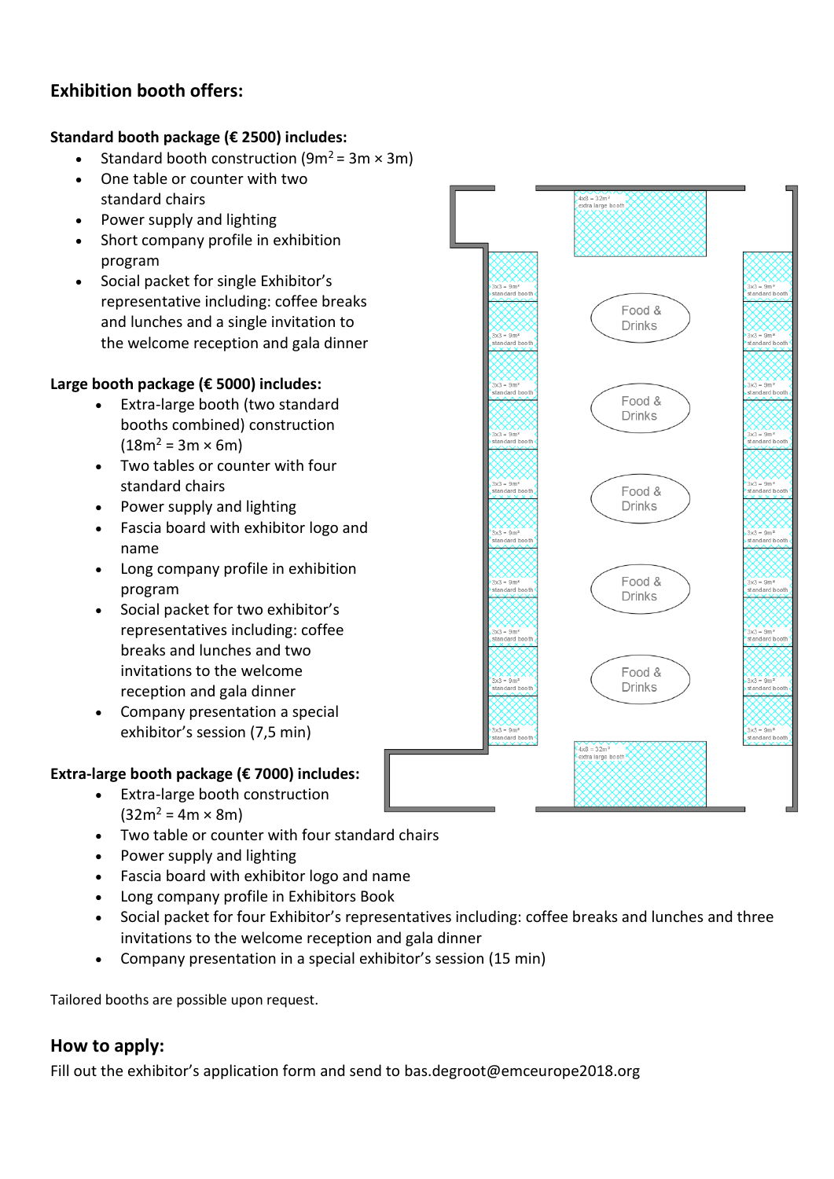## Exhibition booth offers:

**Standard booth package (€ 2500) includes:**

- Standard booth construction ($9m^2 = 3m \times 3m$)
- One table or counter with two standard chairs
- Power supply and lighting
- Short company profile in exhibition program
- Social packet for single Exhibitor's representative including: coffee breaks and lunches and a single invitation to the welcome reception and gala dinner

**Large booth package (€ 5000) includes:**

- Extra-large booth (two standard booths combined) construction ($18m^2 = 3m \times 6m$)
- Two tables or counter with four standard chairs
- Power supply and lighting
- Fascia board with exhibitor logo and name
- Long company profile in exhibition program
- Social packet for two exhibitor's representatives including: coffee breaks and lunches and two invitations to the welcome reception and gala dinner
- Company presentation a special exhibitor's session (7,5 min)

**Extra-large booth package (€ 7000) includes:**

- Extra-large booth construction ($32m^2 = 4m \times 8m$)
- Two table or counter with four standard chairs
- Power supply and lighting
- Fascia board with exhibitor logo and name
- Long company profile in Exhibitors Book
- Social packet for four Exhibitor's representatives including: coffee breaks and lunches and three invitations to the welcome reception and gala dinner
- Company presentation in a special exhibitor's session (15 min)

4x8 = 32m²
extra large booth

3x3 = 9m²
standard booth

Food & Drinks

Food & Drinks

Food & Drinks

Food & Drinks

Food & Drinks

4x8 = 32m²
extra large booth

Tailored booths are possible upon request.

## How to apply:

Fill out the exhibitor's application form and send to bas.degroot@emceurope2018.org